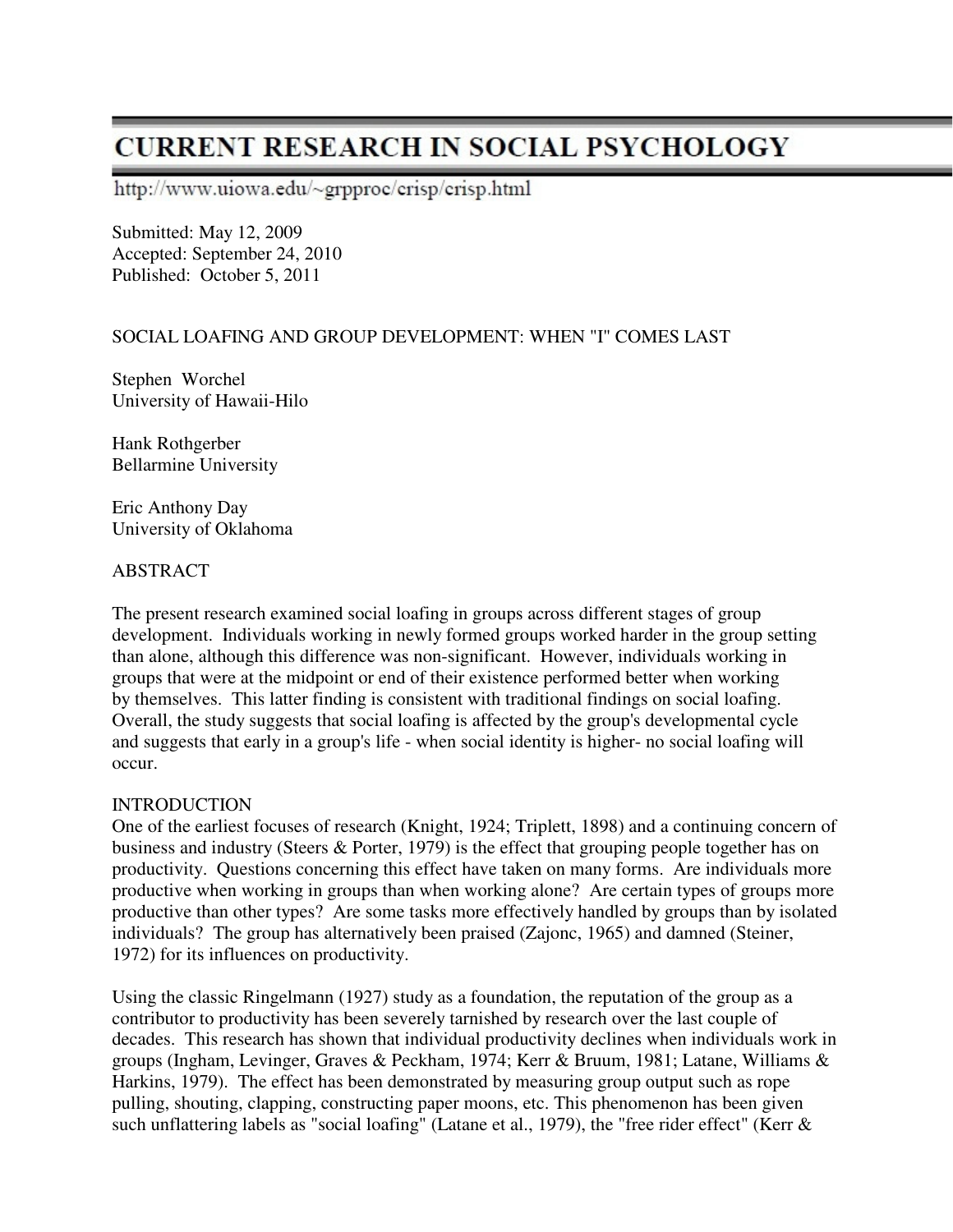# CURRENT RESEARCH IN SOCIAL PSYCHOLOGY

http://www.uiowa.edu/~grpproc/crisp/crisp.html

Submitted: May 12, 2009
Accepted: September 24, 2010
Published: October 5, 2011

## SOCIAL LOAFING AND GROUP DEVELOPMENT: WHEN "I" COMES LAST

Stephen Worchel
University of Hawaii-Hilo

Hank Rothgerber
Bellarmine University

Eric Anthony Day
University of Oklahoma

## ABSTRACT

The present research examined social loafing in groups across different stages of group development. Individuals working in newly formed groups worked harder in the group setting than alone, although this difference was non-significant. However, individuals working in groups that were at the midpoint or end of their existence performed better when working by themselves. This latter finding is consistent with traditional findings on social loafing. Overall, the study suggests that social loafing is affected by the group's developmental cycle and suggests that early in a group's life - when social identity is higher- no social loafing will occur.

## INTRODUCTION

One of the earliest focuses of research (Knight, 1924; Triplett, 1898) and a continuing concern of business and industry (Steers & Porter, 1979) is the effect that grouping people together has on productivity. Questions concerning this effect have taken on many forms. Are individuals more productive when working in groups than when working alone? Are certain types of groups more productive than other types? Are some tasks more effectively handled by groups than by isolated individuals? The group has alternatively been praised (Zajonc, 1965) and damned (Steiner, 1972) for its influences on productivity.

Using the classic Ringelmann (1927) study as a foundation, the reputation of the group as a contributor to productivity has been severely tarnished by research over the last couple of decades. This research has shown that individual productivity declines when individuals work in groups (Ingham, Levinger, Graves & Peckham, 1974; Kerr & Bruum, 1981; Latane, Williams & Harkins, 1979). The effect has been demonstrated by measuring group output such as rope pulling, shouting, clapping, constructing paper moons, etc. This phenomenon has been given such unflattering labels as "social loafing" (Latane et al., 1979), the "free rider effect" (Kerr &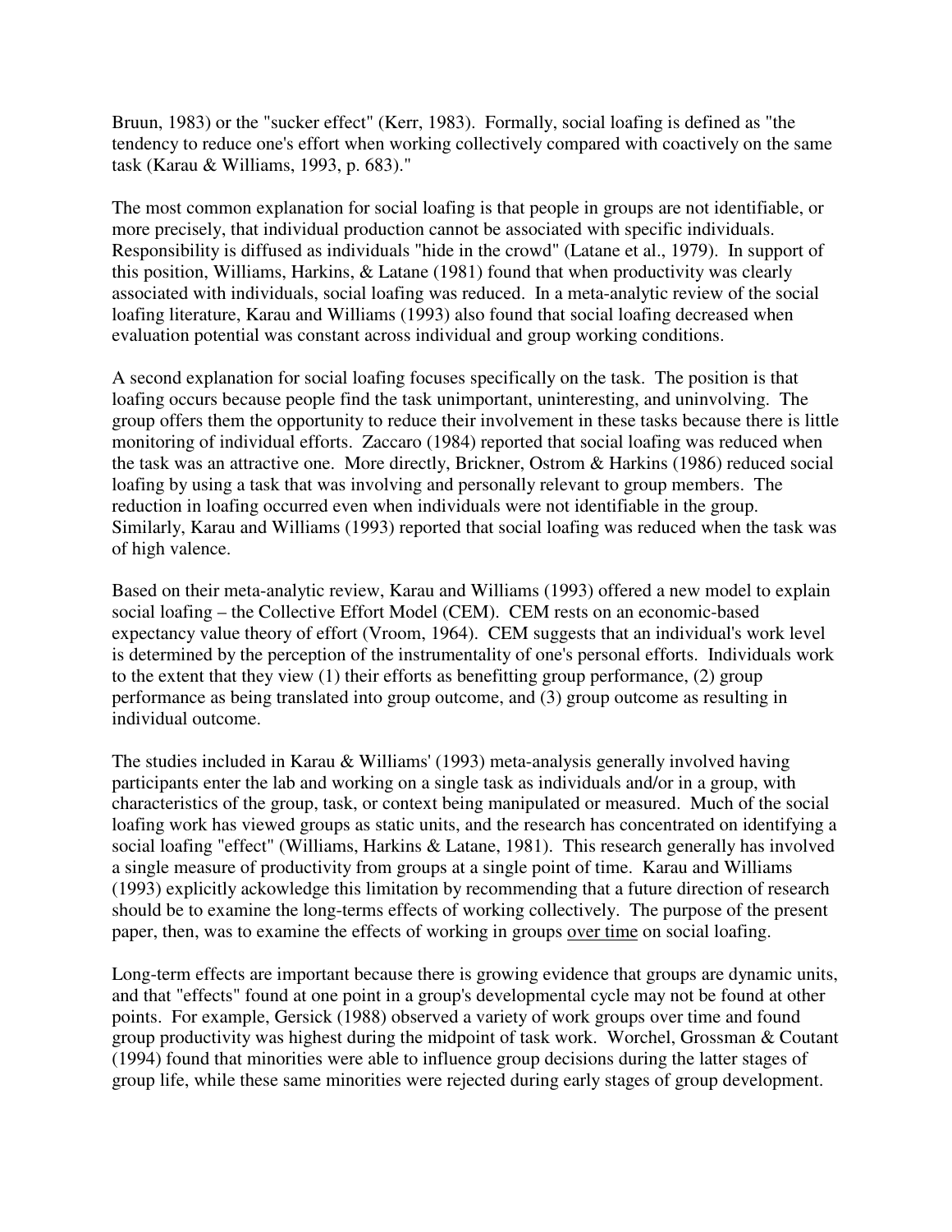Bruun, 1983) or the "sucker effect" (Kerr, 1983). Formally, social loafing is defined as "the tendency to reduce one's effort when working collectively compared with coactively on the same task (Karau & Williams, 1993, p. 683)."

The most common explanation for social loafing is that people in groups are not identifiable, or more precisely, that individual production cannot be associated with specific individuals. Responsibility is diffused as individuals "hide in the crowd" (Latane et al., 1979). In support of this position, Williams, Harkins, & Latane (1981) found that when productivity was clearly associated with individuals, social loafing was reduced. In a meta-analytic review of the social loafing literature, Karau and Williams (1993) also found that social loafing decreased when evaluation potential was constant across individual and group working conditions.

A second explanation for social loafing focuses specifically on the task. The position is that loafing occurs because people find the task unimportant, uninteresting, and uninvolving. The group offers them the opportunity to reduce their involvement in these tasks because there is little monitoring of individual efforts. Zaccaro (1984) reported that social loafing was reduced when the task was an attractive one. More directly, Brickner, Ostrom & Harkins (1986) reduced social loafing by using a task that was involving and personally relevant to group members. The reduction in loafing occurred even when individuals were not identifiable in the group. Similarly, Karau and Williams (1993) reported that social loafing was reduced when the task was of high valence.

Based on their meta-analytic review, Karau and Williams (1993) offered a new model to explain social loafing – the Collective Effort Model (CEM). CEM rests on an economic-based expectancy value theory of effort (Vroom, 1964). CEM suggests that an individual's work level is determined by the perception of the instrumentality of one's personal efforts. Individuals work to the extent that they view (1) their efforts as benefitting group performance, (2) group performance as being translated into group outcome, and (3) group outcome as resulting in individual outcome.

The studies included in Karau & Williams' (1993) meta-analysis generally involved having participants enter the lab and working on a single task as individuals and/or in a group, with characteristics of the group, task, or context being manipulated or measured. Much of the social loafing work has viewed groups as static units, and the research has concentrated on identifying a social loafing "effect" (Williams, Harkins & Latane, 1981). This research generally has involved a single measure of productivity from groups at a single point of time. Karau and Williams (1993) explicitly ackowledge this limitation by recommending that a future direction of research should be to examine the long-terms effects of working collectively. The purpose of the present paper, then, was to examine the effects of working in groups <u>over time</u> on social loafing.

Long-term effects are important because there is growing evidence that groups are dynamic units, and that "effects" found at one point in a group's developmental cycle may not be found at other points. For example, Gersick (1988) observed a variety of work groups over time and found group productivity was highest during the midpoint of task work. Worchel, Grossman & Coutant (1994) found that minorities were able to influence group decisions during the latter stages of group life, while these same minorities were rejected during early stages of group development.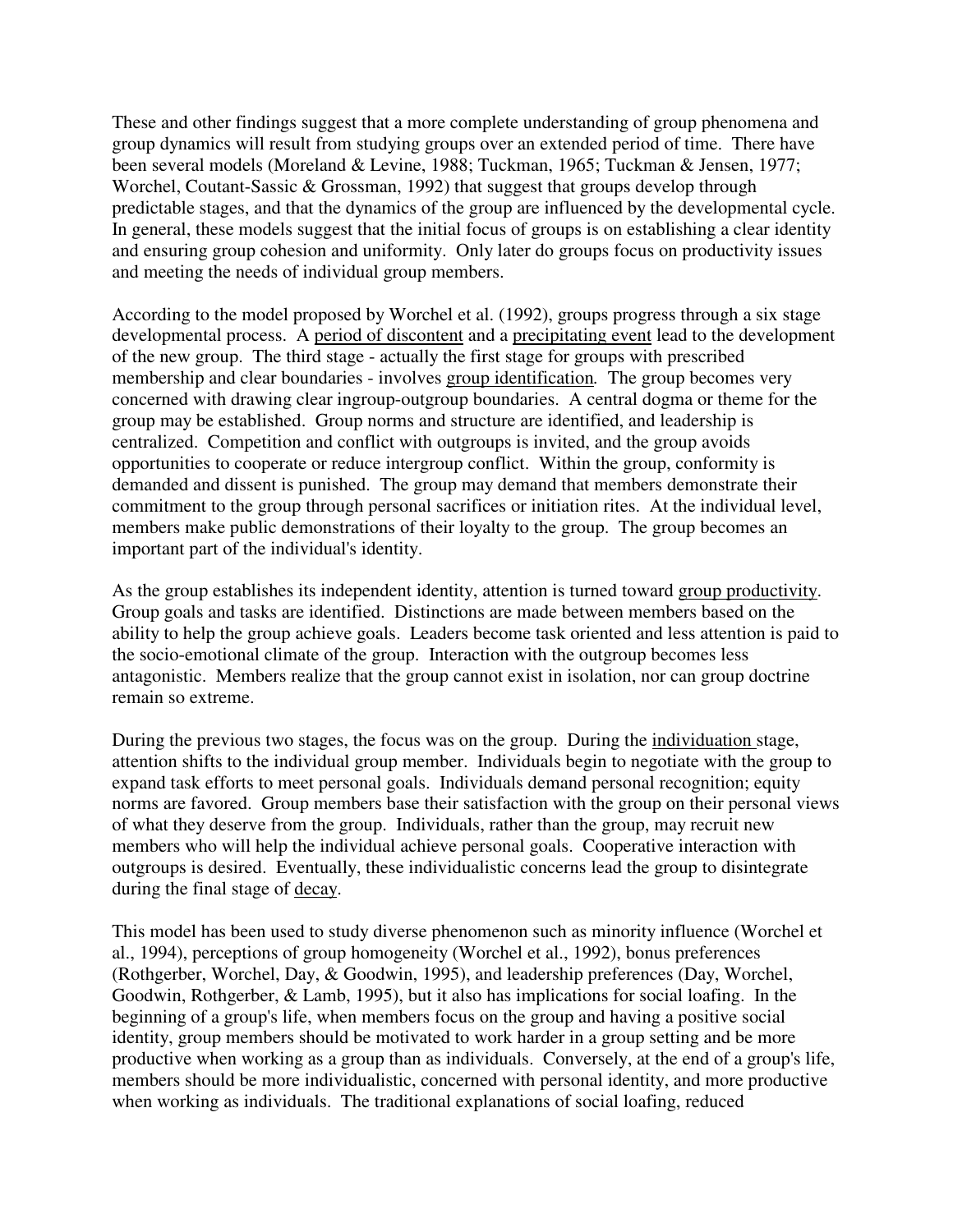These and other findings suggest that a more complete understanding of group phenomena and group dynamics will result from studying groups over an extended period of time. There have been several models (Moreland & Levine, 1988; Tuckman, 1965; Tuckman & Jensen, 1977; Worchel, Coutant-Sassic & Grossman, 1992) that suggest that groups develop through predictable stages, and that the dynamics of the group are influenced by the developmental cycle. In general, these models suggest that the initial focus of groups is on establishing a clear identity and ensuring group cohesion and uniformity. Only later do groups focus on productivity issues and meeting the needs of individual group members.

According to the model proposed by Worchel et al. (1992), groups progress through a six stage developmental process. A <u>period of discontent</u> and a <u>precipitating event</u> lead to the development of the new group. The third stage - actually the first stage for groups with prescribed membership and clear boundaries - involves <u>group identification</u>. The group becomes very concerned with drawing clear ingroup-outgroup boundaries. A central dogma or theme for the group may be established. Group norms and structure are identified, and leadership is centralized. Competition and conflict with outgroups is invited, and the group avoids opportunities to cooperate or reduce intergroup conflict. Within the group, conformity is demanded and dissent is punished. The group may demand that members demonstrate their commitment to the group through personal sacrifices or initiation rites. At the individual level, members make public demonstrations of their loyalty to the group. The group becomes an important part of the individual's identity.

As the group establishes its independent identity, attention is turned toward <u>group productivity</u>. Group goals and tasks are identified. Distinctions are made between members based on the ability to help the group achieve goals. Leaders become task oriented and less attention is paid to the socio-emotional climate of the group. Interaction with the outgroup becomes less antagonistic. Members realize that the group cannot exist in isolation, nor can group doctrine remain so extreme.

During the previous two stages, the focus was on the group. During the <u>individuation</u> stage, attention shifts to the individual group member. Individuals begin to negotiate with the group to expand task efforts to meet personal goals. Individuals demand personal recognition; equity norms are favored. Group members base their satisfaction with the group on their personal views of what they deserve from the group. Individuals, rather than the group, may recruit new members who will help the individual achieve personal goals. Cooperative interaction with outgroups is desired. Eventually, these individualistic concerns lead the group to disintegrate during the final stage of <u>decay</u>.

This model has been used to study diverse phenomenon such as minority influence (Worchel et al., 1994), perceptions of group homogeneity (Worchel et al., 1992), bonus preferences (Rothgerber, Worchel, Day, & Goodwin, 1995), and leadership preferences (Day, Worchel, Goodwin, Rothgerber, & Lamb, 1995), but it also has implications for social loafing. In the beginning of a group's life, when members focus on the group and having a positive social identity, group members should be motivated to work harder in a group setting and be more productive when working as a group than as individuals. Conversely, at the end of a group's life, members should be more individualistic, concerned with personal identity, and more productive when working as individuals. The traditional explanations of social loafing, reduced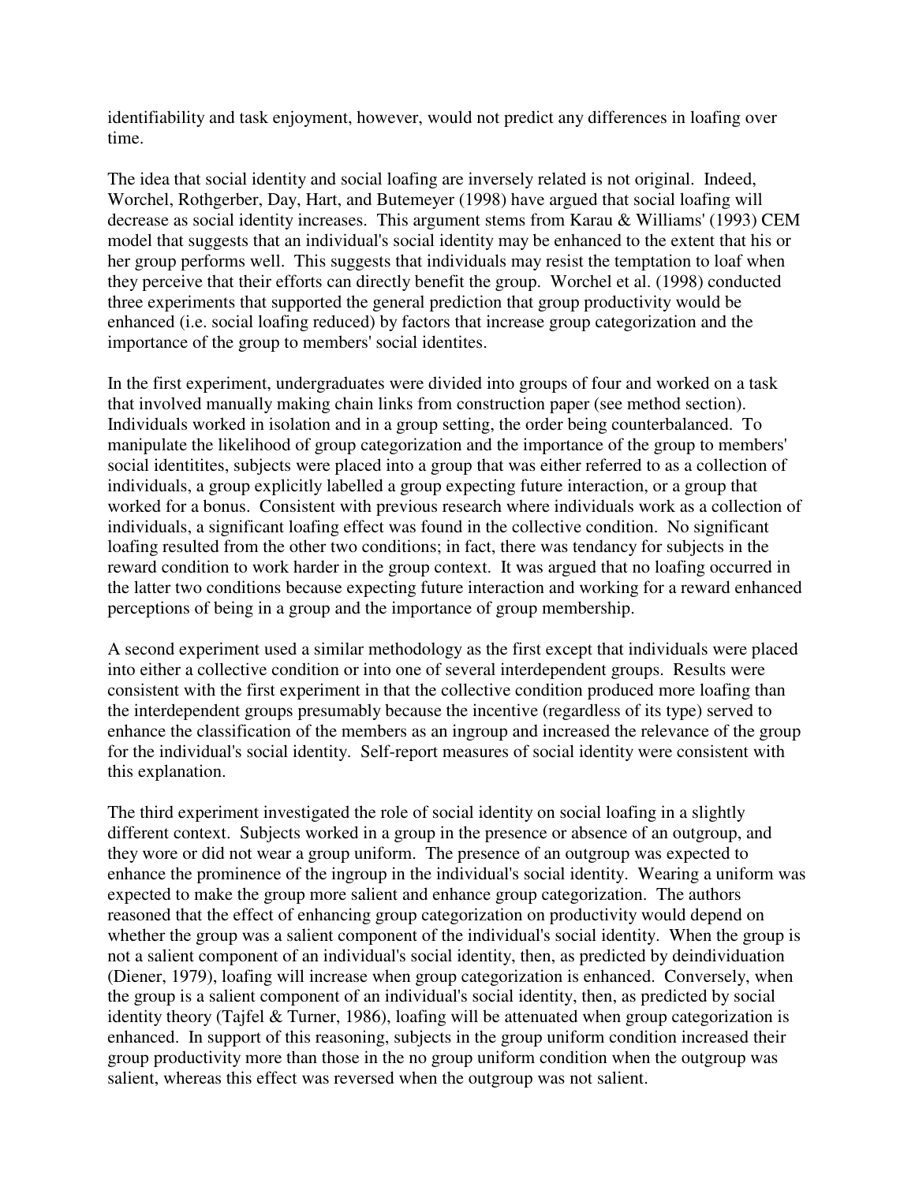identifiability and task enjoyment, however, would not predict any differences in loafing over time.

The idea that social identity and social loafing are inversely related is not original. Indeed, Worchel, Rothgerber, Day, Hart, and Butemeyer (1998) have argued that social loafing will decrease as social identity increases. This argument stems from Karau & Williams' (1993) CEM model that suggests that an individual's social identity may be enhanced to the extent that his or her group performs well. This suggests that individuals may resist the temptation to loaf when they perceive that their efforts can directly benefit the group. Worchel et al. (1998) conducted three experiments that supported the general prediction that group productivity would be enhanced (i.e. social loafing reduced) by factors that increase group categorization and the importance of the group to members' social identites.

In the first experiment, undergraduates were divided into groups of four and worked on a task that involved manually making chain links from construction paper (see method section). Individuals worked in isolation and in a group setting, the order being counterbalanced. To manipulate the likelihood of group categorization and the importance of the group to members' social identitites, subjects were placed into a group that was either referred to as a collection of individuals, a group explicitly labelled a group expecting future interaction, or a group that worked for a bonus. Consistent with previous research where individuals work as a collection of individuals, a significant loafing effect was found in the collective condition. No significant loafing resulted from the other two conditions; in fact, there was tendancy for subjects in the reward condition to work harder in the group context. It was argued that no loafing occurred in the latter two conditions because expecting future interaction and working for a reward enhanced perceptions of being in a group and the importance of group membership.

A second experiment used a similar methodology as the first except that individuals were placed into either a collective condition or into one of several interdependent groups. Results were consistent with the first experiment in that the collective condition produced more loafing than the interdependent groups presumably because the incentive (regardless of its type) served to enhance the classification of the members as an ingroup and increased the relevance of the group for the individual's social identity. Self-report measures of social identity were consistent with this explanation.

The third experiment investigated the role of social identity on social loafing in a slightly different context. Subjects worked in a group in the presence or absence of an outgroup, and they wore or did not wear a group uniform. The presence of an outgroup was expected to enhance the prominence of the ingroup in the individual's social identity. Wearing a uniform was expected to make the group more salient and enhance group categorization. The authors reasoned that the effect of enhancing group categorization on productivity would depend on whether the group was a salient component of the individual's social identity. When the group is not a salient component of an individual's social identity, then, as predicted by deindividuation (Diener, 1979), loafing will increase when group categorization is enhanced. Conversely, when the group is a salient component of an individual's social identity, then, as predicted by social identity theory (Tajfel & Turner, 1986), loafing will be attenuated when group categorization is enhanced. In support of this reasoning, subjects in the group uniform condition increased their group productivity more than those in the no group uniform condition when the outgroup was salient, whereas this effect was reversed when the outgroup was not salient.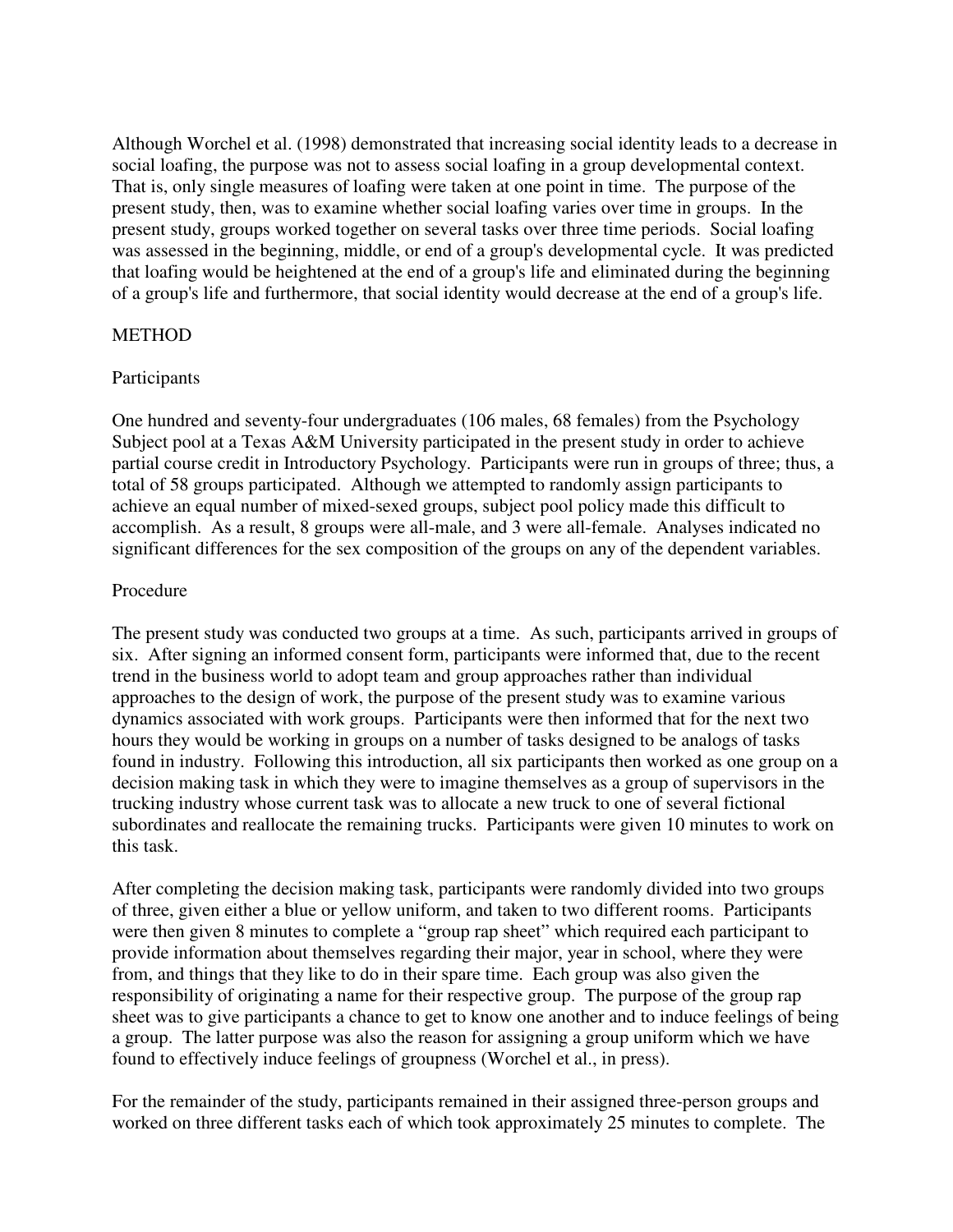Although Worchel et al. (1998) demonstrated that increasing social identity leads to a decrease in social loafing, the purpose was not to assess social loafing in a group developmental context. That is, only single measures of loafing were taken at one point in time. The purpose of the present study, then, was to examine whether social loafing varies over time in groups. In the present study, groups worked together on several tasks over three time periods. Social loafing was assessed in the beginning, middle, or end of a group's developmental cycle. It was predicted that loafing would be heightened at the end of a group's life and eliminated during the beginning of a group's life and furthermore, that social identity would decrease at the end of a group's life.

## METHOD

### Participants

One hundred and seventy-four undergraduates (106 males, 68 females) from the Psychology Subject pool at a Texas A&M University participated in the present study in order to achieve partial course credit in Introductory Psychology. Participants were run in groups of three; thus, a total of 58 groups participated. Although we attempted to randomly assign participants to achieve an equal number of mixed-sexed groups, subject pool policy made this difficult to accomplish. As a result, 8 groups were all-male, and 3 were all-female. Analyses indicated no significant differences for the sex composition of the groups on any of the dependent variables.

### Procedure

The present study was conducted two groups at a time. As such, participants arrived in groups of six. After signing an informed consent form, participants were informed that, due to the recent trend in the business world to adopt team and group approaches rather than individual approaches to the design of work, the purpose of the present study was to examine various dynamics associated with work groups. Participants were then informed that for the next two hours they would be working in groups on a number of tasks designed to be analogs of tasks found in industry. Following this introduction, all six participants then worked as one group on a decision making task in which they were to imagine themselves as a group of supervisors in the trucking industry whose current task was to allocate a new truck to one of several fictional subordinates and reallocate the remaining trucks. Participants were given 10 minutes to work on this task.

After completing the decision making task, participants were randomly divided into two groups of three, given either a blue or yellow uniform, and taken to two different rooms. Participants were then given 8 minutes to complete a "group rap sheet" which required each participant to provide information about themselves regarding their major, year in school, where they were from, and things that they like to do in their spare time. Each group was also given the responsibility of originating a name for their respective group. The purpose of the group rap sheet was to give participants a chance to get to know one another and to induce feelings of being a group. The latter purpose was also the reason for assigning a group uniform which we have found to effectively induce feelings of groupness (Worchel et al., in press).

For the remainder of the study, participants remained in their assigned three-person groups and worked on three different tasks each of which took approximately 25 minutes to complete. The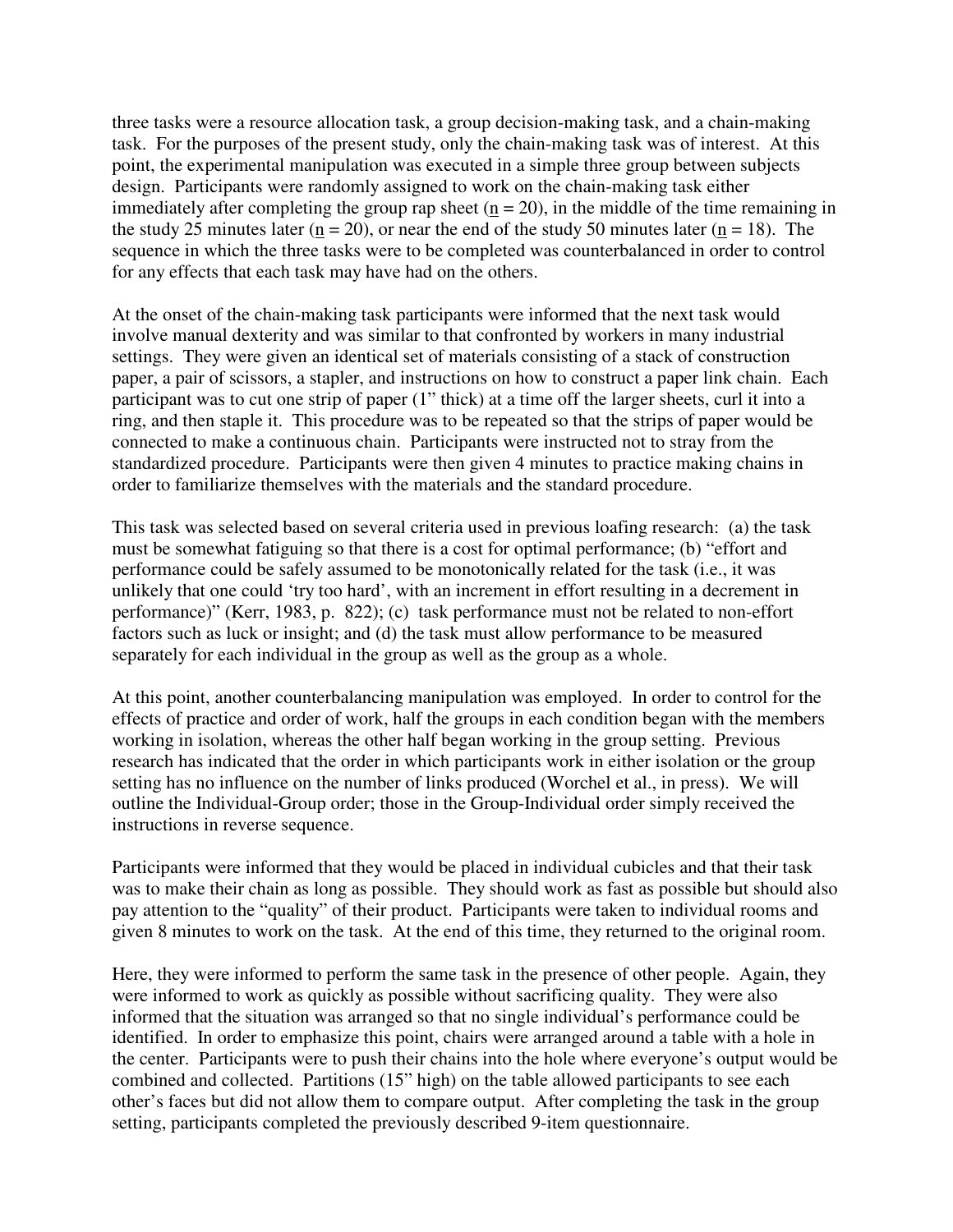three tasks were a resource allocation task, a group decision-making task, and a chain-making task. For the purposes of the present study, only the chain-making task was of interest. At this point, the experimental manipulation was executed in a simple three group between subjects design. Participants were randomly assigned to work on the chain-making task either immediately after completing the group rap sheet ($n = 20$), in the middle of the time remaining in the study 25 minutes later ($n = 20$), or near the end of the study 50 minutes later ($n = 18$). The sequence in which the three tasks were to be completed was counterbalanced in order to control for any effects that each task may have had on the others.

At the onset of the chain-making task participants were informed that the next task would involve manual dexterity and was similar to that confronted by workers in many industrial settings. They were given an identical set of materials consisting of a stack of construction paper, a pair of scissors, a stapler, and instructions on how to construct a paper link chain. Each participant was to cut one strip of paper (1" thick) at a time off the larger sheets, curl it into a ring, and then staple it. This procedure was to be repeated so that the strips of paper would be connected to make a continuous chain. Participants were instructed not to stray from the standardized procedure. Participants were then given 4 minutes to practice making chains in order to familiarize themselves with the materials and the standard procedure.

This task was selected based on several criteria used in previous loafing research: (a) the task must be somewhat fatiguing so that there is a cost for optimal performance; (b) "effort and performance could be safely assumed to be monotonically related for the task (i.e., it was unlikely that one could 'try too hard', with an increment in effort resulting in a decrement in performance)" (Kerr, 1983, p. 822); (c) task performance must not be related to non-effort factors such as luck or insight; and (d) the task must allow performance to be measured separately for each individual in the group as well as the group as a whole.

At this point, another counterbalancing manipulation was employed. In order to control for the effects of practice and order of work, half the groups in each condition began with the members working in isolation, whereas the other half began working in the group setting. Previous research has indicated that the order in which participants work in either isolation or the group setting has no influence on the number of links produced (Worchel et al., in press). We will outline the Individual-Group order; those in the Group-Individual order simply received the instructions in reverse sequence.

Participants were informed that they would be placed in individual cubicles and that their task was to make their chain as long as possible. They should work as fast as possible but should also pay attention to the "quality" of their product. Participants were taken to individual rooms and given 8 minutes to work on the task. At the end of this time, they returned to the original room.

Here, they were informed to perform the same task in the presence of other people. Again, they were informed to work as quickly as possible without sacrificing quality. They were also informed that the situation was arranged so that no single individual's performance could be identified. In order to emphasize this point, chairs were arranged around a table with a hole in the center. Participants were to push their chains into the hole where everyone's output would be combined and collected. Partitions (15" high) on the table allowed participants to see each other's faces but did not allow them to compare output. After completing the task in the group setting, participants completed the previously described 9-item questionnaire.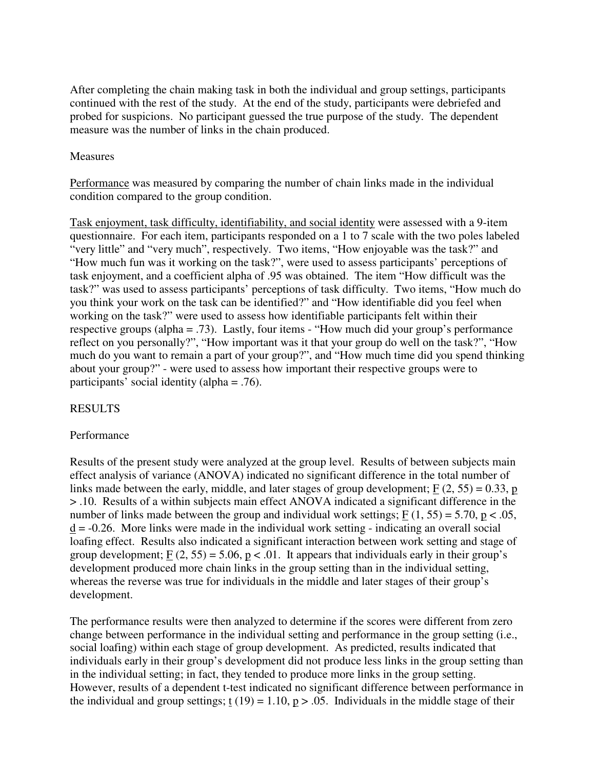After completing the chain making task in both the individual and group settings, participants continued with the rest of the study. At the end of the study, participants were debriefed and probed for suspicions. No participant guessed the true purpose of the study. The dependent measure was the number of links in the chain produced.

## Measures

Performance was measured by comparing the number of chain links made in the individual condition compared to the group condition.

Task enjoyment, task difficulty, identifiability, and social identity were assessed with a 9-item questionnaire. For each item, participants responded on a 1 to 7 scale with the two poles labeled "very little" and "very much", respectively. Two items, "How enjoyable was the task?" and "How much fun was it working on the task?", were used to assess participants' perceptions of task enjoyment, and a coefficient alpha of .95 was obtained. The item "How difficult was the task?" was used to assess participants' perceptions of task difficulty. Two items, "How much do you think your work on the task can be identified?" and "How identifiable did you feel when working on the task?" were used to assess how identifiable participants felt within their respective groups (alpha = .73). Lastly, four items - "How much did your group's performance reflect on you personally?", "How important was it that your group do well on the task?", "How much do you want to remain a part of your group?", and "How much time did you spend thinking about your group?" - were used to assess how important their respective groups were to participants' social identity (alpha = .76).

# RESULTS

## Performance

Results of the present study were analyzed at the group level. Results of between subjects main effect analysis of variance (ANOVA) indicated no significant difference in the total number of links made between the early, middle, and later stages of group development; $F\ (2, 55) = 0.33$, $p > .10$. Results of a within subjects main effect ANOVA indicated a significant difference in the number of links made between the group and individual work settings; $F\ (1, 55) = 5.70$, $p < .05$, $d = -0.26$. More links were made in the individual work setting - indicating an overall social loafing effect. Results also indicated a significant interaction between work setting and stage of group development; $F\ (2, 55) = 5.06$, $p < .01$. It appears that individuals early in their group's development produced more chain links in the group setting than in the individual setting, whereas the reverse was true for individuals in the middle and later stages of their group's development.

The performance results were then analyzed to determine if the scores were different from zero change between performance in the individual setting and performance in the group setting (i.e., social loafing) within each stage of group development. As predicted, results indicated that individuals early in their group's development did not produce less links in the group setting than in the individual setting; in fact, they tended to produce more links in the group setting. However, results of a dependent t-test indicated no significant difference between performance in the individual and group settings; $t\ (19) = 1.10$, $p > .05$. Individuals in the middle stage of their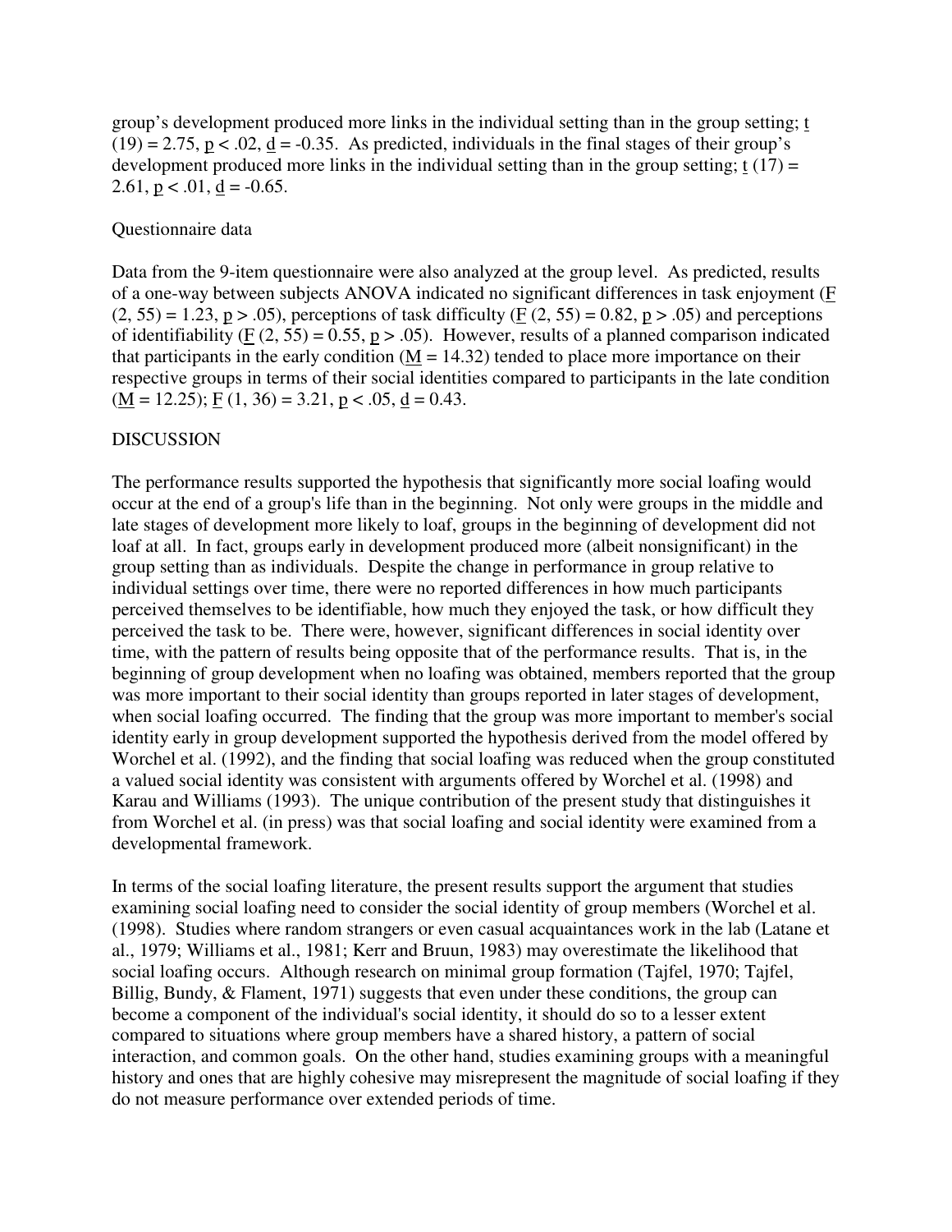group's development produced more links in the individual setting than in the group setting; $t(19) = 2.75$, $p < .02$, $d = -0.35$. As predicted, individuals in the final stages of their group's development produced more links in the individual setting than in the group setting; $t(17) = 2.61$, $p < .01$, $d = -0.65$.

Questionnaire data

Data from the 9-item questionnaire were also analyzed at the group level. As predicted, results of a one-way between subjects ANOVA indicated no significant differences in task enjoyment ($F(2, 55) = 1.23$, $p > .05$), perceptions of task difficulty ($F(2, 55) = 0.82$, $p > .05$) and perceptions of identifiability ($F(2, 55) = 0.55$, $p > .05$). However, results of a planned comparison indicated that participants in the early condition ($M = 14.32$) tended to place more importance on their respective groups in terms of their social identities compared to participants in the late condition ($M = 12.25$); $F(1, 36) = 3.21$, $p < .05$, $d = 0.43$.

DISCUSSION

The performance results supported the hypothesis that significantly more social loafing would occur at the end of a group's life than in the beginning. Not only were groups in the middle and late stages of development more likely to loaf, groups in the beginning of development did not loaf at all. In fact, groups early in development produced more (albeit nonsignificant) in the group setting than as individuals. Despite the change in performance in group relative to individual settings over time, there were no reported differences in how much participants perceived themselves to be identifiable, how much they enjoyed the task, or how difficult they perceived the task to be. There were, however, significant differences in social identity over time, with the pattern of results being opposite that of the performance results. That is, in the beginning of group development when no loafing was obtained, members reported that the group was more important to their social identity than groups reported in later stages of development, when social loafing occurred. The finding that the group was more important to member's social identity early in group development supported the hypothesis derived from the model offered by Worchel et al. (1992), and the finding that social loafing was reduced when the group constituted a valued social identity was consistent with arguments offered by Worchel et al. (1998) and Karau and Williams (1993). The unique contribution of the present study that distinguishes it from Worchel et al. (in press) was that social loafing and social identity were examined from a developmental framework.

In terms of the social loafing literature, the present results support the argument that studies examining social loafing need to consider the social identity of group members (Worchel et al. (1998). Studies where random strangers or even casual acquaintances work in the lab (Latane et al., 1979; Williams et al., 1981; Kerr and Bruun, 1983) may overestimate the likelihood that social loafing occurs. Although research on minimal group formation (Tajfel, 1970; Tajfel, Billig, Bundy, & Flament, 1971) suggests that even under these conditions, the group can become a component of the individual's social identity, it should do so to a lesser extent compared to situations where group members have a shared history, a pattern of social interaction, and common goals. On the other hand, studies examining groups with a meaningful history and ones that are highly cohesive may misrepresent the magnitude of social loafing if they do not measure performance over extended periods of time.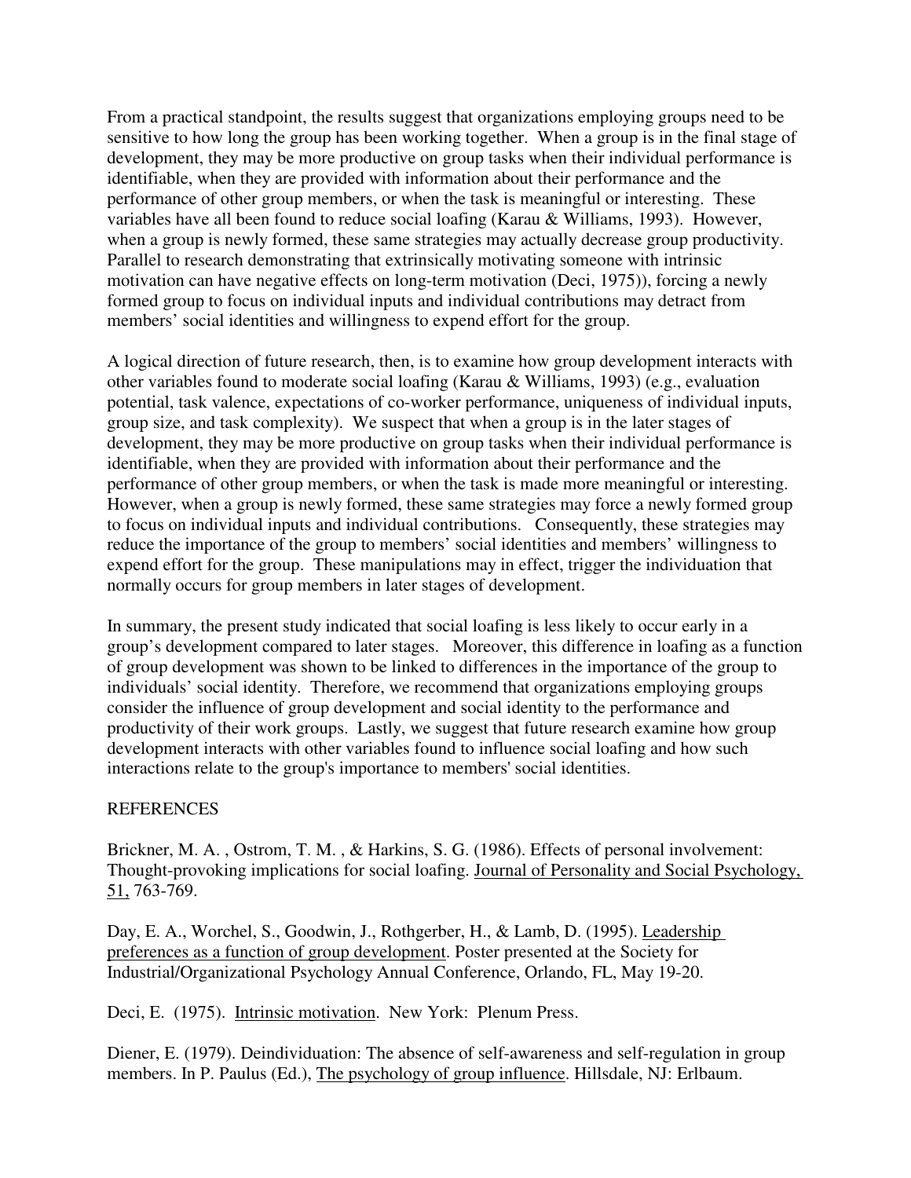From a practical standpoint, the results suggest that organizations employing groups need to be sensitive to how long the group has been working together. When a group is in the final stage of development, they may be more productive on group tasks when their individual performance is identifiable, when they are provided with information about their performance and the performance of other group members, or when the task is meaningful or interesting. These variables have all been found to reduce social loafing (Karau & Williams, 1993). However, when a group is newly formed, these same strategies may actually decrease group productivity. Parallel to research demonstrating that extrinsically motivating someone with intrinsic motivation can have negative effects on long-term motivation (Deci, 1975)), forcing a newly formed group to focus on individual inputs and individual contributions may detract from members' social identities and willingness to expend effort for the group.

A logical direction of future research, then, is to examine how group development interacts with other variables found to moderate social loafing (Karau & Williams, 1993) (e.g., evaluation potential, task valence, expectations of co-worker performance, uniqueness of individual inputs, group size, and task complexity). We suspect that when a group is in the later stages of development, they may be more productive on group tasks when their individual performance is identifiable, when they are provided with information about their performance and the performance of other group members, or when the task is made more meaningful or interesting. However, when a group is newly formed, these same strategies may force a newly formed group to focus on individual inputs and individual contributions. Consequently, these strategies may reduce the importance of the group to members' social identities and members' willingness to expend effort for the group. These manipulations may in effect, trigger the individuation that normally occurs for group members in later stages of development.

In summary, the present study indicated that social loafing is less likely to occur early in a group's development compared to later stages. Moreover, this difference in loafing as a function of group development was shown to be linked to differences in the importance of the group to individuals' social identity. Therefore, we recommend that organizations employing groups consider the influence of group development and social identity to the performance and productivity of their work groups. Lastly, we suggest that future research examine how group development interacts with other variables found to influence social loafing and how such interactions relate to the group's importance to members' social identities.

## REFERENCES

Brickner, M. A. , Ostrom, T. M. , & Harkins, S. G. (1986). Effects of personal involvement: Thought-provoking implications for social loafing. Journal of Personality and Social Psychology, 51, 763-769.

Day, E. A., Worchel, S., Goodwin, J., Rothgerber, H., & Lamb, D. (1995). Leadership preferences as a function of group development. Poster presented at the Society for Industrial/Organizational Psychology Annual Conference, Orlando, FL, May 19-20.

Deci, E. (1975). Intrinsic motivation. New York: Plenum Press.

Diener, E. (1979). Deindividuation: The absence of self-awareness and self-regulation in group members. In P. Paulus (Ed.), The psychology of group influence. Hillsdale, NJ: Erlbaum.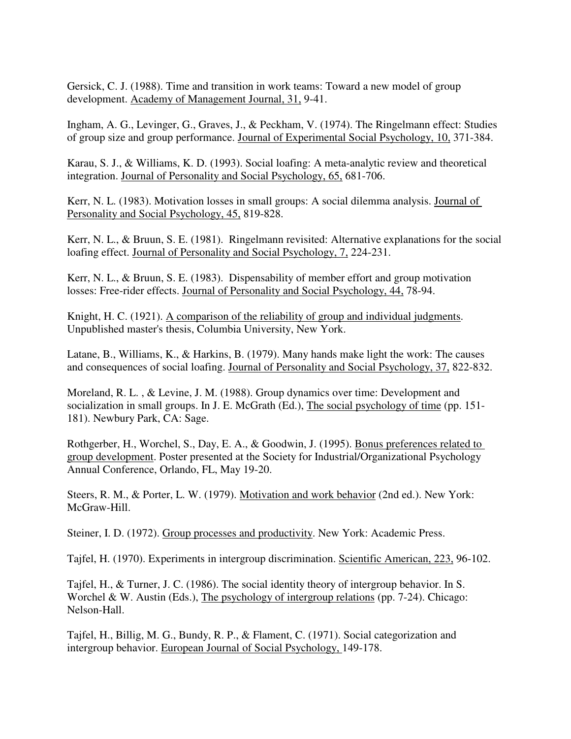Gersick, C. J. (1988). Time and transition in work teams: Toward a new model of group development. Academy of Management Journal, 31, 9-41.

Ingham, A. G., Levinger, G., Graves, J., & Peckham, V. (1974). The Ringelmann effect: Studies of group size and group performance. Journal of Experimental Social Psychology, 10, 371-384.

Karau, S. J., & Williams, K. D. (1993). Social loafing: A meta-analytic review and theoretical integration. Journal of Personality and Social Psychology, 65, 681-706.

Kerr, N. L. (1983). Motivation losses in small groups: A social dilemma analysis. Journal of Personality and Social Psychology, 45, 819-828.

Kerr, N. L., & Bruun, S. E. (1981). Ringelmann revisited: Alternative explanations for the social loafing effect. Journal of Personality and Social Psychology, 7, 224-231.

Kerr, N. L., & Bruun, S. E. (1983). Dispensability of member effort and group motivation losses: Free-rider effects. Journal of Personality and Social Psychology, 44, 78-94.

Knight, H. C. (1921). A comparison of the reliability of group and individual judgments. Unpublished master's thesis, Columbia University, New York.

Latane, B., Williams, K., & Harkins, B. (1979). Many hands make light the work: The causes and consequences of social loafing. Journal of Personality and Social Psychology, 37, 822-832.

Moreland, R. L. , & Levine, J. M. (1988). Group dynamics over time: Development and socialization in small groups. In J. E. McGrath (Ed.), The social psychology of time (pp. 151-181). Newbury Park, CA: Sage.

Rothgerber, H., Worchel, S., Day, E. A., & Goodwin, J. (1995). Bonus preferences related to group development. Poster presented at the Society for Industrial/Organizational Psychology Annual Conference, Orlando, FL, May 19-20.

Steers, R. M., & Porter, L. W. (1979). Motivation and work behavior (2nd ed.). New York: McGraw-Hill.

Steiner, I. D. (1972). Group processes and productivity. New York: Academic Press.

Tajfel, H. (1970). Experiments in intergroup discrimination. Scientific American, 223, 96-102.

Tajfel, H., & Turner, J. C. (1986). The social identity theory of intergroup behavior. In S. Worchel & W. Austin (Eds.), The psychology of intergroup relations (pp. 7-24). Chicago: Nelson-Hall.

Tajfel, H., Billig, M. G., Bundy, R. P., & Flament, C. (1971). Social categorization and intergroup behavior. European Journal of Social Psychology, 149-178.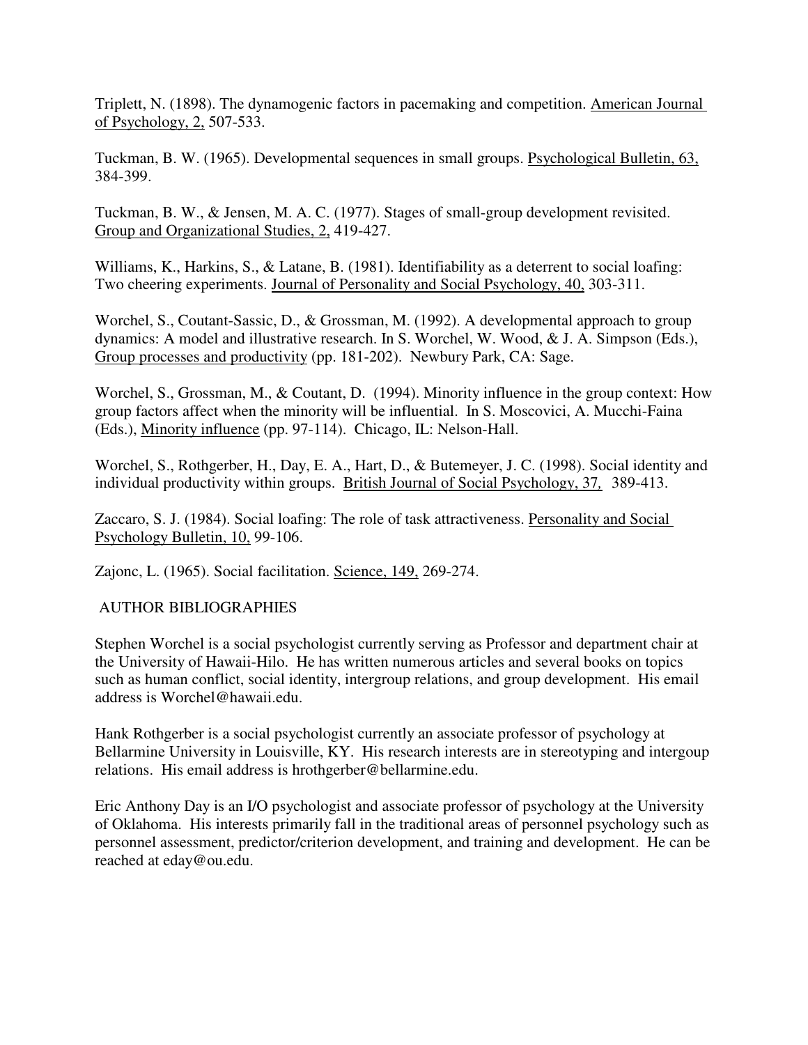Triplett, N. (1898). The dynamogenic factors in pacemaking and competition. American Journal of Psychology, 2, 507-533.

Tuckman, B. W. (1965). Developmental sequences in small groups. Psychological Bulletin, 63, 384-399.

Tuckman, B. W., & Jensen, M. A. C. (1977). Stages of small-group development revisited. Group and Organizational Studies, 2, 419-427.

Williams, K., Harkins, S., & Latane, B. (1981). Identifiability as a deterrent to social loafing: Two cheering experiments. Journal of Personality and Social Psychology, 40, 303-311.

Worchel, S., Coutant-Sassic, D., & Grossman, M. (1992). A developmental approach to group dynamics: A model and illustrative research. In S. Worchel, W. Wood, & J. A. Simpson (Eds.), Group processes and productivity (pp. 181-202). Newbury Park, CA: Sage.

Worchel, S., Grossman, M., & Coutant, D. (1994). Minority influence in the group context: How group factors affect when the minority will be influential. In S. Moscovici, A. Mucchi-Faina (Eds.), Minority influence (pp. 97-114). Chicago, IL: Nelson-Hall.

Worchel, S., Rothgerber, H., Day, E. A., Hart, D., & Butemeyer, J. C. (1998). Social identity and individual productivity within groups. British Journal of Social Psychology, 37, 389-413.

Zaccaro, S. J. (1984). Social loafing: The role of task attractiveness. Personality and Social Psychology Bulletin, 10, 99-106.

Zajonc, L. (1965). Social facilitation. Science, 149, 269-274.

## AUTHOR BIBLIOGRAPHIES

Stephen Worchel is a social psychologist currently serving as Professor and department chair at the University of Hawaii-Hilo. He has written numerous articles and several books on topics such as human conflict, social identity, intergroup relations, and group development. His email address is Worchel@hawaii.edu.

Hank Rothgerber is a social psychologist currently an associate professor of psychology at Bellarmine University in Louisville, KY. His research interests are in stereotyping and intergoup relations. His email address is hrothgerber@bellarmine.edu.

Eric Anthony Day is an I/O psychologist and associate professor of psychology at the University of Oklahoma. His interests primarily fall in the traditional areas of personnel psychology such as personnel assessment, predictor/criterion development, and training and development. He can be reached at eday@ou.edu.